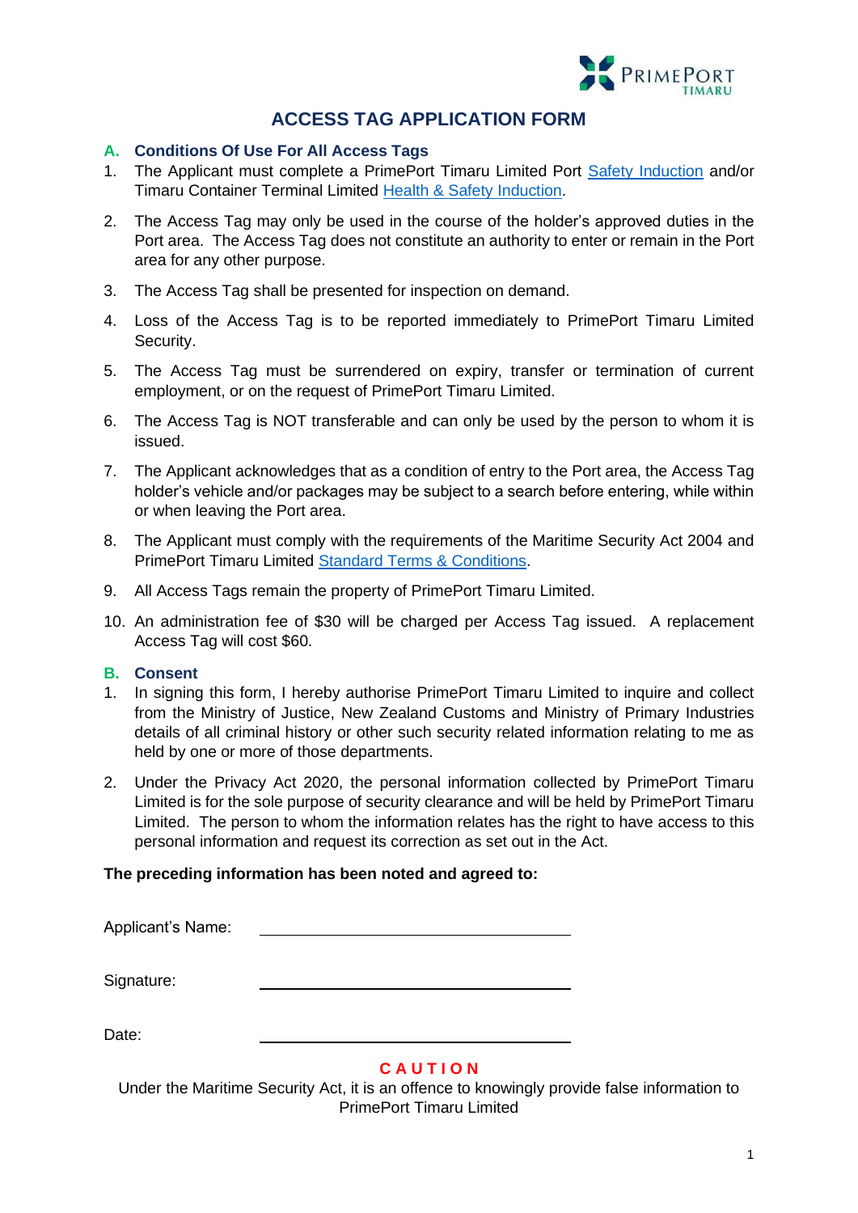# ACCESS TAG APPLICATION FORM

## A. Conditions Of Use For All Access Tags

1. The Applicant must complete a PrimePort Timaru Limited Port Safety Induction and/or Timaru Container Terminal Limited Health & Safety Induction.
2. The Access Tag may only be used in the course of the holder's approved duties in the Port area. The Access Tag does not constitute an authority to enter or remain in the Port area for any other purpose.
3. The Access Tag shall be presented for inspection on demand.
4. Loss of the Access Tag is to be reported immediately to PrimePort Timaru Limited Security.
5. The Access Tag must be surrendered on expiry, transfer or termination of current employment, or on the request of PrimePort Timaru Limited.
6. The Access Tag is NOT transferable and can only be used by the person to whom it is issued.
7. The Applicant acknowledges that as a condition of entry to the Port area, the Access Tag holder's vehicle and/or packages may be subject to a search before entering, while within or when leaving the Port area.
8. The Applicant must comply with the requirements of the Maritime Security Act 2004 and PrimePort Timaru Limited Standard Terms & Conditions.
9. All Access Tags remain the property of PrimePort Timaru Limited.
10. An administration fee of $30 will be charged per Access Tag issued. A replacement Access Tag will cost $60.

## B. Consent

1. In signing this form, I hereby authorise PrimePort Timaru Limited to inquire and collect from the Ministry of Justice, New Zealand Customs and Ministry of Primary Industries details of all criminal history or other such security related information relating to me as held by one or more of those departments.
2. Under the Privacy Act 2020, the personal information collected by PrimePort Timaru Limited is for the sole purpose of security clearance and will be held by PrimePort Timaru Limited. The person to whom the information relates has the right to have access to this personal information and request its correction as set out in the Act.

**The preceding information has been noted and agreed to:**

Applicant's Name: ______________________________

Signature: ______________________________

Date: ______________________________

**CAUTION**

Under the Maritime Security Act, it is an offence to knowingly provide false information to PrimePort Timaru Limited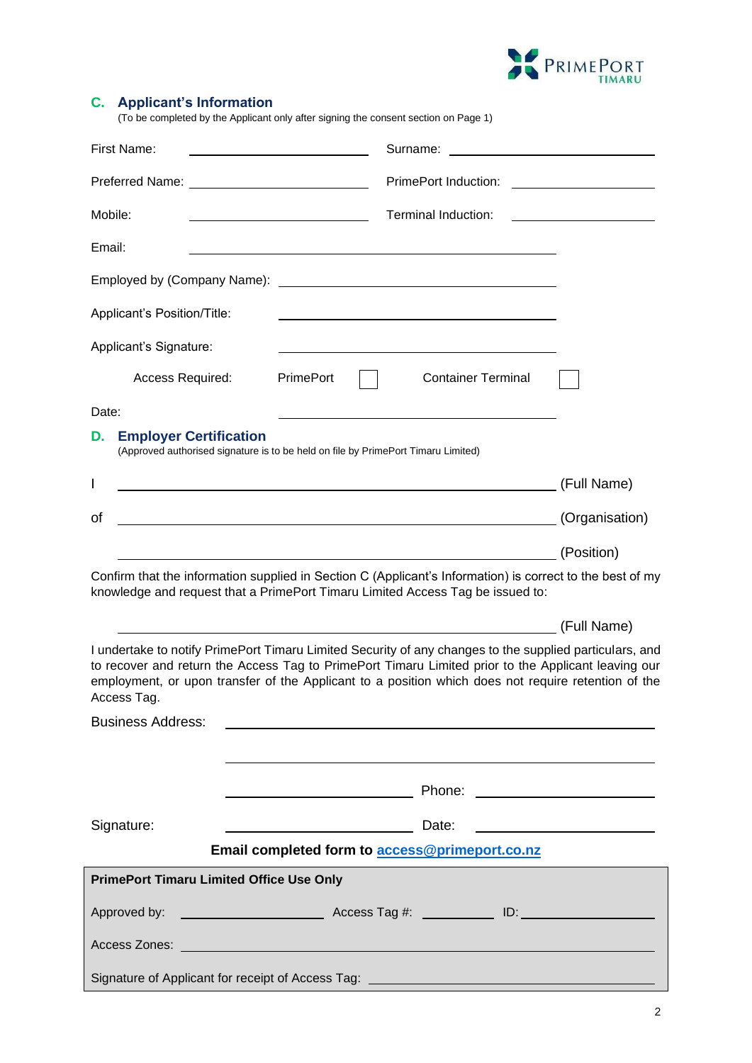## C. Applicant's Information

(To be completed by the Applicant only after signing the consent section on Page 1)

First Name: ______________________ Surname: ______________________

Preferred Name: ______________________ PrimePort Induction: ______________________

Mobile: ______________________ Terminal Induction: ______________________

Email: ______________________________________________

Employed by (Company Name): ______________________________________________

Applicant's Position/Title: ______________________________________________

Applicant's Signature: ______________________________________________

Access Required: PrimePort ☐ Container Terminal ☐

Date: ______________________________________________

## D. Employer Certification

(Approved authorised signature is to be held on file by PrimePort Timaru Limited)

I ______________________________________________ (Full Name)

of ______________________________________________ (Organisation)

______________________________________________ (Position)

Confirm that the information supplied in Section C (Applicant's Information) is correct to the best of my knowledge and request that a PrimePort Timaru Limited Access Tag be issued to:

______________________________________________ (Full Name)

I undertake to notify PrimePort Timaru Limited Security of any changes to the supplied particulars, and to recover and return the Access Tag to PrimePort Timaru Limited prior to the Applicant leaving our employment, or upon transfer of the Applicant to a position which does not require retention of the Access Tag.

Business Address: ______________________________________________

______________________________________________

______________________ Phone: ______________________

Signature: ______________________ Date: ______________________

**Email completed form to access@primeport.co.nz**

| **PrimePort Timaru Limited Office Use Only** |
|---|
| Approved by: ______________ Access Tag #: __________ ID: ______________ |
| Access Zones: ______________________________________________ |
| Signature of Applicant for receipt of Access Tag: ______________________ |